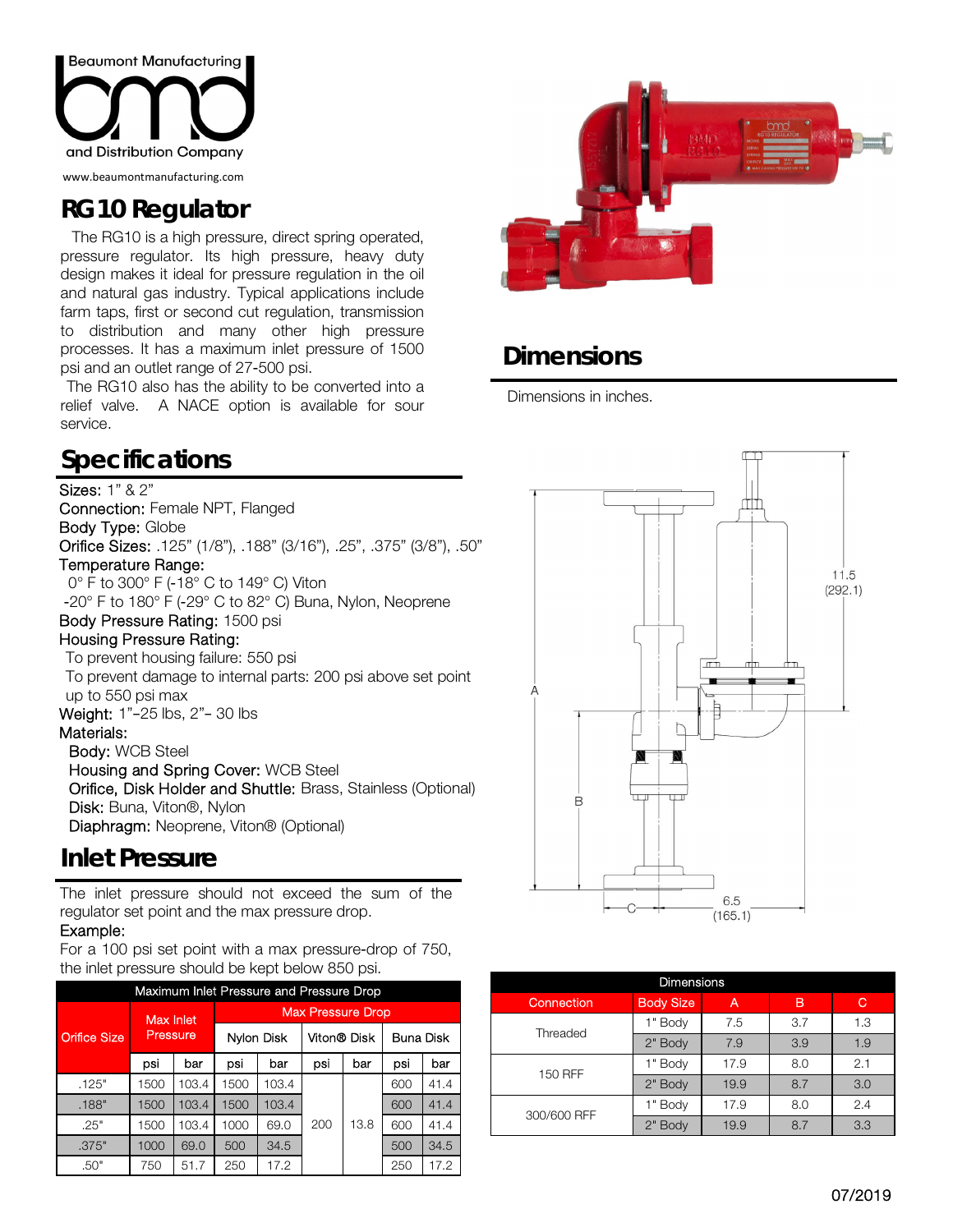Beaumont Manufacturing and Distribution Company

www.beaumontmanufacturing.com

# RG10 Regulator

The RG10 is a high pressure, direct spring operated, pressure regulator. Its high pressure, heavy duty design makes it ideal for pressure regulation in the oil and natural gas industry. Typical applications include farm taps, first or second cut regulation, transmission to distribution and many other high pressure processes. It has a maximum inlet pressure of 1500 psi and an outlet range of 27-500 psi.

The RG10 also has the ability to be converted into a relief valve. A NACE option is available for sour service.

## Specifications

**Sizes:** 1" & 2"
**Connection:** Female NPT, Flanged
**Body Type:** Globe
**Orifice Sizes:** .125" (1/8"), .188" (3/16"), .25", .375" (3/8"), .50"
**Temperature Range:**
0° F to 300° F (-18° C to 149° C) Viton
-20° F to 180° F (-29° C to 82° C) Buna, Nylon, Neoprene
**Body Pressure Rating:** 1500 psi
**Housing Pressure Rating:**
To prevent housing failure: 550 psi
To prevent damage to internal parts: 200 psi above set point up to 550 psi max
**Weight:** 1"–25 lbs, 2"– 30 lbs
**Materials:**
**Body:** WCB Steel
**Housing and Spring Cover:** WCB Steel
**Orifice, Disk Holder and Shuttle:** Brass, Stainless (Optional)
**Disk:** Buna, Viton®, Nylon
**Diaphragm:** Neoprene, Viton® (Optional)

## Inlet Pressure

The inlet pressure should not exceed the sum of the regulator set point and the max pressure drop.

Example:
For a 100 psi set point with a max pressure-drop of 750, the inlet pressure should be kept below 850 psi.

**Maximum Inlet Pressure and Pressure Drop**

| Orifice Size | Max Inlet Pressure | | Max Pressure Drop | | | | | |
|---|---|---|---|---|---|---|---|---|
| | | | Nylon Disk | | Viton® Disk | | Buna Disk | |
| | psi | bar | psi | bar | psi | bar | psi | bar |
| .125" | 1500 | 103.4 | 1500 | 103.4 | 200 | 13.8 | 600 | 41.4 |
| .188" | 1500 | 103.4 | 1500 | 103.4 | 200 | 13.8 | 600 | 41.4 |
| .25" | 1500 | 103.4 | 1000 | 69.0 | 200 | 13.8 | 600 | 41.4 |
| .375" | 1000 | 69.0 | 500 | 34.5 | 200 | 13.8 | 500 | 34.5 |
| .50" | 750 | 51.7 | 250 | 17.2 | 200 | 13.8 | 250 | 17.2 |

## Dimensions

Dimensions in inches.

11.5 (292.1)

6.5 (165.1)

**Dimensions**

| Connection | Body Size | A | B | C |
|---|---|---|---|---|
| Threaded | 1" Body | 7.5 | 3.7 | 1.3 |
| | 2" Body | 7.9 | 3.9 | 1.9 |
| 150 RFF | 1" Body | 17.9 | 8.0 | 2.1 |
| | 2" Body | 19.9 | 8.7 | 3.0 |
| 300/600 RFF | 1" Body | 17.9 | 8.0 | 2.4 |
| | 2" Body | 19.9 | 8.7 | 3.3 |

07/2019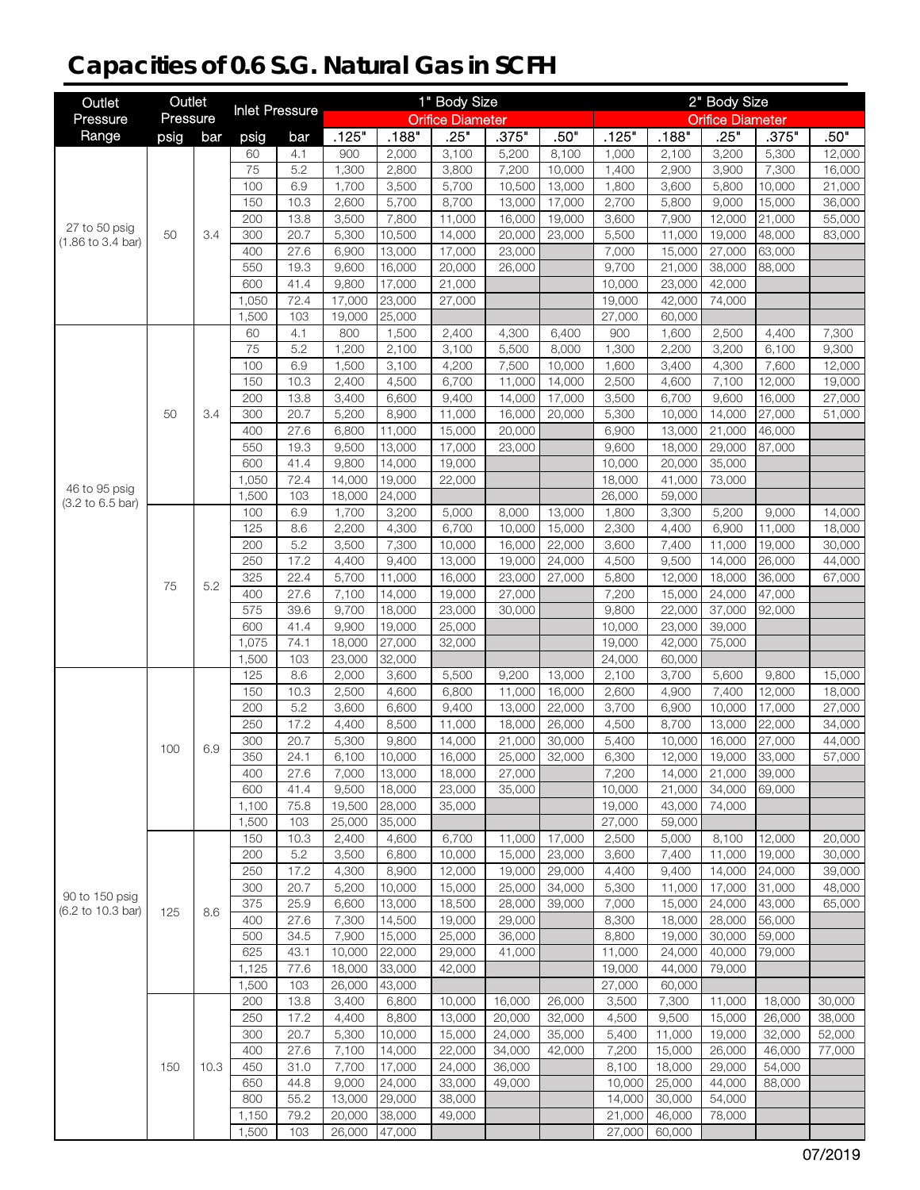# Capacities of 0.6 S.G. Natural Gas in SCFH

| Outlet Pressure Range | Outlet Pressure | | Inlet Pressure | | 1" Body Size | | | | | 2" Body Size | | | | |
|---|---|---|---|---|---|---|---|---|---|---|---|---|---|---|
| | | | | | Orifice Diameter | | | | | Orifice Diameter | | | | |
| | psig | bar | psig | bar | .125" | .188" | .25" | .375" | .50" | .125" | .188" | .25" | .375" | .50" |
| 27 to 50 psig (1.86 to 3.4 bar) | 50 | 3.4 | 60 | 4.1 | 900 | 2,000 | 3,100 | 5,200 | 8,100 | 1,000 | 2,100 | 3,200 | 5,300 | 12,000 |
| | | | 75 | 5.2 | 1,300 | 2,800 | 3,800 | 7,200 | 10,000 | 1,400 | 2,900 | 3,900 | 7,300 | 16,000 |
| | | | 100 | 6.9 | 1,700 | 3,500 | 5,700 | 10,500 | 13,000 | 1,800 | 3,600 | 5,800 | 10,000 | 21,000 |
| | | | 150 | 10.3 | 2,600 | 5,700 | 8,700 | 13,000 | 17,000 | 2,700 | 5,800 | 9,000 | 15,000 | 36,000 |
| | | | 200 | 13.8 | 3,500 | 7,800 | 11,000 | 16,000 | 19,000 | 3,600 | 7,900 | 12,000 | 21,000 | 55,000 |
| | | | 300 | 20.7 | 5,300 | 10,500 | 14,000 | 20,000 | 23,000 | 5,500 | 11,000 | 19,000 | 48,000 | 83,000 |
| | | | 400 | 27.6 | 6,900 | 13,000 | 17,000 | 23,000 | | 7,000 | 15,000 | 27,000 | 63,000 | |
| | | | 550 | 19.3 | 9,600 | 16,000 | 20,000 | 26,000 | | 9,700 | 21,000 | 38,000 | 88,000 | |
| | | | 600 | 41.4 | 9,800 | 17,000 | 21,000 | | | 10,000 | 23,000 | 42,000 | | |
| | | | 1,050 | 72.4 | 17,000 | 23,000 | 27,000 | | | 19,000 | 42,000 | 74,000 | | |
| | | | 1,500 | 103 | 19,000 | 25,000 | | | | 27,000 | 60,000 | | | |
| 46 to 95 psig (3.2 to 6.5 bar) | 50 | 3.4 | 60 | 4.1 | 800 | 1,500 | 2,400 | 4,300 | 6,400 | 900 | 1,600 | 2,500 | 4,400 | 7,300 |
| | | | 75 | 5.2 | 1,200 | 2,100 | 3,100 | 5,500 | 8,000 | 1,300 | 2,200 | 3,200 | 6,100 | 9,300 |
| | | | 100 | 6.9 | 1,500 | 3,100 | 4,200 | 7,500 | 10,000 | 1,600 | 3,400 | 4,300 | 7,600 | 12,000 |
| | | | 150 | 10.3 | 2,400 | 4,500 | 6,700 | 11,000 | 14,000 | 2,500 | 4,600 | 7,100 | 12,000 | 19,000 |
| | | | 200 | 13.8 | 3,400 | 6,600 | 9,400 | 14,000 | 17,000 | 3,500 | 6,700 | 9,600 | 16,000 | 27,000 |
| | | | 300 | 20.7 | 5,200 | 8,900 | 11,000 | 16,000 | 20,000 | 5,300 | 10,000 | 14,000 | 27,000 | 51,000 |
| | | | 400 | 27.6 | 6,800 | 11,000 | 15,000 | 20,000 | | 6,900 | 13,000 | 21,000 | 46,000 | |
| | | | 550 | 19.3 | 9,500 | 13,000 | 17,000 | 23,000 | | 9,600 | 18,000 | 29,000 | 87,000 | |
| | | | 600 | 41.4 | 9,800 | 14,000 | 19,000 | | | 10,000 | 20,000 | 35,000 | | |
| | | | 1,050 | 72.4 | 14,000 | 19,000 | 22,000 | | | 18,000 | 41,000 | 73,000 | | |
| | | | 1,500 | 103 | 18,000 | 24,000 | | | | 26,000 | 59,000 | | | |
| | 75 | 5.2 | 100 | 6.9 | 1,700 | 3,200 | 5,000 | 8,000 | 13,000 | 1,800 | 3,300 | 5,200 | 9,000 | 14,000 |
| | | | 125 | 8.6 | 2,200 | 4,300 | 6,700 | 10,000 | 15,000 | 2,300 | 4,400 | 6,900 | 11,000 | 18,000 |
| | | | 200 | 5.2 | 3,500 | 7,300 | 10,000 | 16,000 | 22,000 | 3,600 | 7,400 | 11,000 | 19,000 | 30,000 |
| | | | 250 | 17.2 | 4,400 | 9,400 | 13,000 | 19,000 | 24,000 | 4,500 | 9,500 | 14,000 | 26,000 | 44,000 |
| | | | 325 | 22.4 | 5,700 | 11,000 | 16,000 | 23,000 | 27,000 | 5,800 | 12,000 | 18,000 | 36,000 | 67,000 |
| | | | 400 | 27.6 | 7,100 | 14,000 | 19,000 | 27,000 | | 7,200 | 15,000 | 24,000 | 47,000 | |
| | | | 575 | 39.6 | 9,700 | 18,000 | 23,000 | 30,000 | | 9,800 | 22,000 | 37,000 | 92,000 | |
| | | | 600 | 41.4 | 9,900 | 19,000 | 25,000 | | | 10,000 | 23,000 | 39,000 | | |
| | | | 1,075 | 74.1 | 18,000 | 27,000 | 32,000 | | | 19,000 | 42,000 | 75,000 | | |
| | | | 1,500 | 103 | 23,000 | 32,000 | | | | 24,000 | 60,000 | | | |
| 90 to 150 psig (6.2 to 10.3 bar) | 100 | 6.9 | 125 | 8.6 | 2,000 | 3,600 | 5,500 | 9,200 | 13,000 | 2,100 | 3,700 | 5,600 | 9,800 | 15,000 |
| | | | 150 | 10.3 | 2,500 | 4,600 | 6,800 | 11,000 | 16,000 | 2,600 | 4,900 | 7,400 | 12,000 | 18,000 |
| | | | 200 | 5.2 | 3,600 | 6,600 | 9,400 | 13,000 | 22,000 | 3,700 | 6,900 | 10,000 | 17,000 | 27,000 |
| | | | 250 | 17.2 | 4,400 | 8,500 | 11,000 | 18,000 | 26,000 | 4,500 | 8,700 | 13,000 | 22,000 | 34,000 |
| | | | 300 | 20.7 | 5,300 | 9,800 | 14,000 | 21,000 | 30,000 | 5,400 | 10,000 | 16,000 | 27,000 | 44,000 |
| | | | 350 | 24.1 | 6,100 | 10,000 | 16,000 | 25,000 | 32,000 | 6,300 | 12,000 | 19,000 | 33,000 | 57,000 |
| | | | 400 | 27.6 | 7,000 | 13,000 | 18,000 | 27,000 | | 7,200 | 14,000 | 21,000 | 39,000 | |
| | | | 600 | 41.4 | 9,500 | 18,000 | 23,000 | 35,000 | | 10,000 | 21,000 | 34,000 | 69,000 | |
| | | | 1,100 | 75.8 | 19,500 | 28,000 | 35,000 | | | 19,000 | 43,000 | 74,000 | | |
| | | | 1,500 | 103 | 25,000 | 35,000 | | | | 27,000 | 59,000 | | | |
| | 125 | 8.6 | 150 | 10.3 | 2,400 | 4,600 | 6,700 | 11,000 | 17,000 | 2,500 | 5,000 | 8,100 | 12,000 | 20,000 |
| | | | 200 | 5.2 | 3,500 | 6,800 | 10,000 | 15,000 | 23,000 | 3,600 | 7,400 | 11,000 | 19,000 | 30,000 |
| | | | 250 | 17.2 | 4,300 | 8,900 | 12,000 | 19,000 | 29,000 | 4,400 | 9,400 | 14,000 | 24,000 | 39,000 |
| | | | 300 | 20.7 | 5,200 | 10,000 | 15,000 | 25,000 | 34,000 | 5,300 | 11,000 | 17,000 | 31,000 | 48,000 |
| | | | 375 | 25.9 | 6,600 | 13,000 | 18,500 | 28,000 | 39,000 | 7,000 | 15,000 | 24,000 | 43,000 | 65,000 |
| | | | 400 | 27.6 | 7,300 | 14,500 | 19,000 | 29,000 | | 8,300 | 18,000 | 28,000 | 56,000 | |
| | | | 500 | 34.5 | 7,900 | 15,000 | 25,000 | 36,000 | | 8,800 | 19,000 | 30,000 | 59,000 | |
| | | | 625 | 43.1 | 10,000 | 22,000 | 29,000 | 41,000 | | 11,000 | 24,000 | 40,000 | 79,000 | |
| | | | 1,125 | 77.6 | 18,000 | 33,000 | 42,000 | | | 19,000 | 44,000 | 79,000 | | |
| | | | 1,500 | 103 | 26,000 | 43,000 | | | | 27,000 | 60,000 | | | |
| | 150 | 10.3 | 200 | 13.8 | 3,400 | 6,800 | 10,000 | 16,000 | 26,000 | 3,500 | 7,300 | 11,000 | 18,000 | 30,000 |
| | | | 250 | 17.2 | 4,400 | 8,800 | 13,000 | 20,000 | 32,000 | 4,500 | 9,500 | 15,000 | 26,000 | 38,000 |
| | | | 300 | 20.7 | 5,300 | 10,000 | 15,000 | 24,000 | 35,000 | 5,400 | 11,000 | 19,000 | 32,000 | 52,000 |
| | | | 400 | 27.6 | 7,100 | 14,000 | 22,000 | 34,000 | 42,000 | 7,200 | 15,000 | 26,000 | 46,000 | 77,000 |
| | | | 450 | 31.0 | 7,700 | 17,000 | 24,000 | 36,000 | | 8,100 | 18,000 | 29,000 | 54,000 | |
| | | | 650 | 44.8 | 9,000 | 24,000 | 33,000 | 49,000 | | 10,000 | 25,000 | 44,000 | 88,000 | |
| | | | 800 | 55.2 | 13,000 | 29,000 | 38,000 | | | 14,000 | 30,000 | 54,000 | | |
| | | | 1,150 | 79.2 | 20,000 | 38,000 | 49,000 | | | 21,000 | 46,000 | 78,000 | | |
| | | | 1,500 | 103 | 26,000 | 47,000 | | | | 27,000 | 60,000 | | | |

07/2019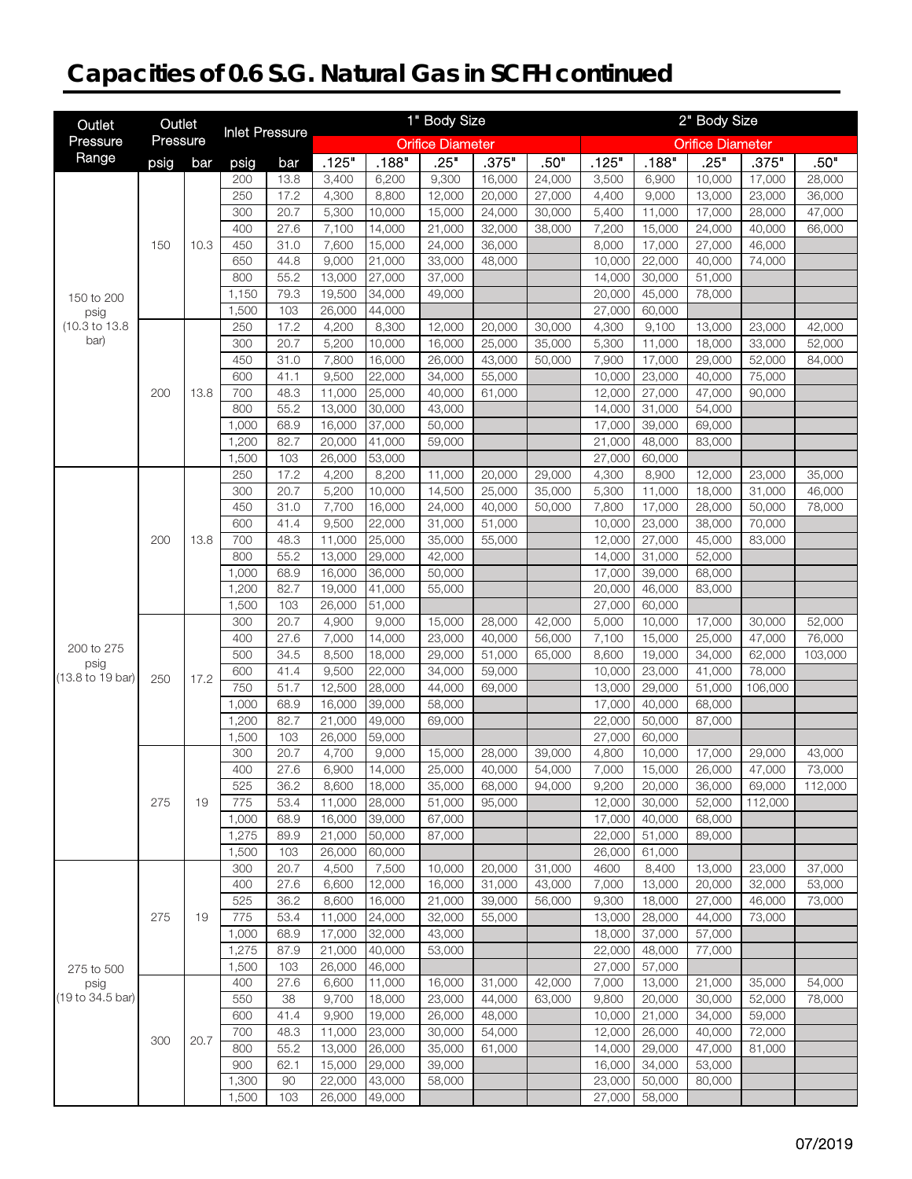## Capacities of 0.6 S.G. Natural Gas in SCFH continued

| Outlet Pressure Range | Outlet Pressure | | Inlet Pressure | | 1" Body Size | | | | | 2" Body Size | | | | |
|---|---|---|---|---|---|---|---|---|---|---|---|---|---|---|
| | | | | | Orifice Diameter | | | | | Orifice Diameter | | | | |
| | psig | bar | psig | bar | .125" | .188" | .25" | .375" | .50" | .125" | .188" | .25" | .375" | .50" |
| 150 to 200 psig (10.3 to 13.8 bar) | 150 | 10.3 | 200 | 13.8 | 3,400 | 6,200 | 9,300 | 16,000 | 24,000 | 3,500 | 6,900 | 10,000 | 17,000 | 28,000 |
| | | | 250 | 17.2 | 4,300 | 8,800 | 12,000 | 20,000 | 27,000 | 4,400 | 9,000 | 13,000 | 23,000 | 36,000 |
| | | | 300 | 20.7 | 5,300 | 10,000 | 15,000 | 24,000 | 30,000 | 5,400 | 11,000 | 17,000 | 28,000 | 47,000 |
| | | | 400 | 27.6 | 7,100 | 14,000 | 21,000 | 32,000 | 38,000 | 7,200 | 15,000 | 24,000 | 40,000 | 66,000 |
| | | | 450 | 31.0 | 7,600 | 15,000 | 24,000 | 36,000 | | 8,000 | 17,000 | 27,000 | 46,000 | |
| | | | 650 | 44.8 | 9,000 | 21,000 | 33,000 | 48,000 | | 10,000 | 22,000 | 40,000 | 74,000 | |
| | | | 800 | 55.2 | 13,000 | 27,000 | 37,000 | | | 14,000 | 30,000 | 51,000 | | |
| | | | 1,150 | 79.3 | 19,500 | 34,000 | 49,000 | | | 20,000 | 45,000 | 78,000 | | |
| | | | 1,500 | 103 | 26,000 | 44,000 | | | | 27,000 | 60,000 | | | |
| | 200 | 13.8 | 250 | 17.2 | 4,200 | 8,300 | 12,000 | 20,000 | 30,000 | 4,300 | 9,100 | 13,000 | 23,000 | 42,000 |
| | | | 300 | 20.7 | 5,200 | 10,000 | 16,000 | 25,000 | 35,000 | 5,300 | 11,000 | 18,000 | 33,000 | 52,000 |
| | | | 450 | 31.0 | 7,800 | 16,000 | 26,000 | 43,000 | 50,000 | 7,900 | 17,000 | 29,000 | 52,000 | 84,000 |
| | | | 600 | 41.1 | 9,500 | 22,000 | 34,000 | 55,000 | | 10,000 | 23,000 | 40,000 | 75,000 | |
| | | | 700 | 48.3 | 11,000 | 25,000 | 40,000 | 61,000 | | 12,000 | 27,000 | 47,000 | 90,000 | |
| | | | 800 | 55.2 | 13,000 | 30,000 | 43,000 | | | 14,000 | 31,000 | 54,000 | | |
| | | | 1,000 | 68.9 | 16,000 | 37,000 | 50,000 | | | 17,000 | 39,000 | 69,000 | | |
| | | | 1,200 | 82.7 | 20,000 | 41,000 | 59,000 | | | 21,000 | 48,000 | 83,000 | | |
| | | | 1,500 | 103 | 26,000 | 53,000 | | | | 27,000 | 60,000 | | | |
| 200 to 275 psig (13.8 to 19 bar) | 200 | 13.8 | 250 | 17.2 | 4,200 | 8,200 | 11,000 | 20,000 | 29,000 | 4,300 | 8,900 | 12,000 | 23,000 | 35,000 |
| | | | 300 | 20.7 | 5,200 | 10,000 | 14,500 | 25,000 | 35,000 | 5,300 | 11,000 | 18,000 | 31,000 | 46,000 |
| | | | 450 | 31.0 | 7,700 | 16,000 | 24,000 | 40,000 | 50,000 | 7,800 | 17,000 | 28,000 | 50,000 | 78,000 |
| | | | 600 | 41.4 | 9,500 | 22,000 | 31,000 | 51,000 | | 10,000 | 23,000 | 38,000 | 70,000 | |
| | | | 700 | 48.3 | 11,000 | 25,000 | 35,000 | 55,000 | | 12,000 | 27,000 | 45,000 | 83,000 | |
| | | | 800 | 55.2 | 13,000 | 29,000 | 42,000 | | | 14,000 | 31,000 | 52,000 | | |
| | | | 1,000 | 68.9 | 16,000 | 36,000 | 50,000 | | | 17,000 | 39,000 | 68,000 | | |
| | | | 1,200 | 82.7 | 19,000 | 41,000 | 55,000 | | | 20,000 | 46,000 | 83,000 | | |
| | | | 1,500 | 103 | 26,000 | 51,000 | | | | 27,000 | 60,000 | | | |
| | 250 | 17.2 | 300 | 20.7 | 4,900 | 9,000 | 15,000 | 28,000 | 42,000 | 5,000 | 10,000 | 17,000 | 30,000 | 52,000 |
| | | | 400 | 27.6 | 7,000 | 14,000 | 23,000 | 40,000 | 56,000 | 7,100 | 15,000 | 25,000 | 47,000 | 76,000 |
| | | | 500 | 34.5 | 8,500 | 18,000 | 29,000 | 51,000 | 65,000 | 8,600 | 19,000 | 34,000 | 62,000 | 103,000 |
| | | | 600 | 41.4 | 9,500 | 22,000 | 34,000 | 59,000 | | 10,000 | 23,000 | 41,000 | 78,000 | |
| | | | 750 | 51.7 | 12,500 | 28,000 | 44,000 | 69,000 | | 13,000 | 29,000 | 51,000 | 106,000 | |
| | | | 1,000 | 68.9 | 16,000 | 39,000 | 58,000 | | | 17,000 | 40,000 | 68,000 | | |
| | | | 1,200 | 82.7 | 21,000 | 49,000 | 69,000 | | | 22,000 | 50,000 | 87,000 | | |
| | | | 1,500 | 103 | 26,000 | 59,000 | | | | 27,000 | 60,000 | | | |
| | 275 | 19 | 300 | 20.7 | 4,700 | 9,000 | 15,000 | 28,000 | 39,000 | 4,800 | 10,000 | 17,000 | 29,000 | 43,000 |
| | | | 400 | 27.6 | 6,900 | 14,000 | 25,000 | 40,000 | 54,000 | 7,000 | 15,000 | 26,000 | 47,000 | 73,000 |
| | | | 525 | 36.2 | 8,600 | 18,000 | 35,000 | 68,000 | 94,000 | 9,200 | 20,000 | 36,000 | 69,000 | 112,000 |
| | | | 775 | 53.4 | 11,000 | 28,000 | 51,000 | 95,000 | | 12,000 | 30,000 | 52,000 | 112,000 | |
| | | | 1,000 | 68.9 | 16,000 | 39,000 | 67,000 | | | 17,000 | 40,000 | 68,000 | | |
| | | | 1,275 | 89.9 | 21,000 | 50,000 | 87,000 | | | 22,000 | 51,000 | 89,000 | | |
| | | | 1,500 | 103 | 26,000 | 60,000 | | | | 26,000 | 61,000 | | | |
| 275 to 500 psig (19 to 34.5 bar) | 275 | 19 | 300 | 20.7 | 4,500 | 7,500 | 10,000 | 20,000 | 31,000 | 4600 | 8,400 | 13,000 | 23,000 | 37,000 |
| | | | 400 | 27.6 | 6,600 | 12,000 | 16,000 | 31,000 | 43,000 | 7,000 | 13,000 | 20,000 | 32,000 | 53,000 |
| | | | 525 | 36.2 | 8,600 | 16,000 | 21,000 | 39,000 | 56,000 | 9,300 | 18,000 | 27,000 | 46,000 | 73,000 |
| | | | 775 | 53.4 | 11,000 | 24,000 | 32,000 | 55,000 | | 13,000 | 28,000 | 44,000 | 73,000 | |
| | | | 1,000 | 68.9 | 17,000 | 32,000 | 43,000 | | | 18,000 | 37,000 | 57,000 | | |
| | | | 1,275 | 87.9 | 21,000 | 40,000 | 53,000 | | | 22,000 | 48,000 | 77,000 | | |
| | | | 1,500 | 103 | 26,000 | 46,000 | | | | 27,000 | 57,000 | | | |
| | 300 | 20.7 | 400 | 27.6 | 6,600 | 11,000 | 16,000 | 31,000 | 42,000 | 7,000 | 13,000 | 21,000 | 35,000 | 54,000 |
| | | | 550 | 38 | 9,700 | 18,000 | 23,000 | 44,000 | 63,000 | 9,800 | 20,000 | 30,000 | 52,000 | 78,000 |
| | | | 600 | 41.4 | 9,900 | 19,000 | 26,000 | 48,000 | | 10,000 | 21,000 | 34,000 | 59,000 | |
| | | | 700 | 48.3 | 11,000 | 23,000 | 30,000 | 54,000 | | 12,000 | 26,000 | 40,000 | 72,000 | |
| | | | 800 | 55.2 | 13,000 | 26,000 | 35,000 | 61,000 | | 14,000 | 29,000 | 47,000 | 81,000 | |
| | | | 900 | 62.1 | 15,000 | 29,000 | 39,000 | | | 16,000 | 34,000 | 53,000 | | |
| | | | 1,300 | 90 | 22,000 | 43,000 | 58,000 | | | 23,000 | 50,000 | 80,000 | | |
| | | | 1,500 | 103 | 26,000 | 49,000 | | | | 27,000 | 58,000 | | | |

07/2019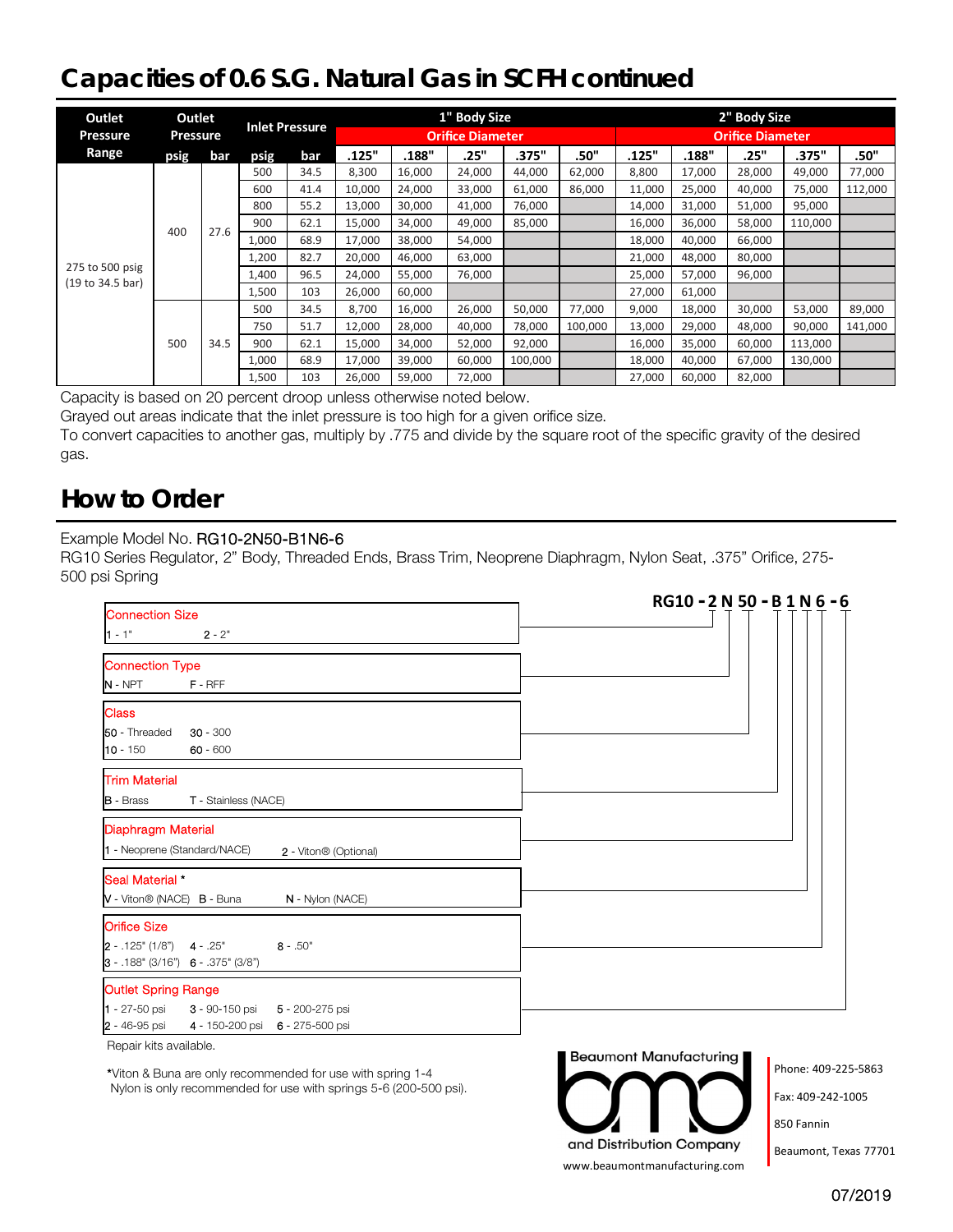# Capacities of 0.6 S.G. Natural Gas in SCFH continued

| Outlet Pressure Range | Outlet Pressure psig | Outlet Pressure bar | Inlet Pressure psig | Inlet Pressure bar | 1" Body Size Orifice Diameter .125" | .188" | .25" | .375" | .50" | 2" Body Size Orifice Diameter .125" | .188" | .25" | .375" | .50" |
|---|---|---|---|---|---|---|---|---|---|---|---|---|---|---|
| 275 to 500 psig (19 to 34.5 bar) | 400 | 27.6 | 500 | 34.5 | 8,300 | 16,000 | 24,000 | 44,000 | 62,000 | 8,800 | 17,000 | 28,000 | 49,000 | 77,000 |
| | | | 600 | 41.4 | 10,000 | 24,000 | 33,000 | 61,000 | 86,000 | 11,000 | 25,000 | 40,000 | 75,000 | 112,000 |
| | | | 800 | 55.2 | 13,000 | 30,000 | 41,000 | 76,000 | | 14,000 | 31,000 | 51,000 | 95,000 | |
| | | | 900 | 62.1 | 15,000 | 34,000 | 49,000 | 85,000 | | 16,000 | 36,000 | 58,000 | 110,000 | |
| | | | 1,000 | 68.9 | 17,000 | 38,000 | 54,000 | | | 18,000 | 40,000 | 66,000 | | |
| | | | 1,200 | 82.7 | 20,000 | 46,000 | 63,000 | | | 21,000 | 48,000 | 80,000 | | |
| | | | 1,400 | 96.5 | 24,000 | 55,000 | 76,000 | | | 25,000 | 57,000 | 96,000 | | |
| | | | 1,500 | 103 | 26,000 | 60,000 | | | | 27,000 | 61,000 | | | |
| | 500 | 34.5 | 500 | 34.5 | 8,700 | 16,000 | 26,000 | 50,000 | 77,000 | 9,000 | 18,000 | 30,000 | 53,000 | 89,000 |
| | | | 750 | 51.7 | 12,000 | 28,000 | 40,000 | 78,000 | 100,000 | 13,000 | 29,000 | 48,000 | 90,000 | 141,000 |
| | | | 900 | 62.1 | 15,000 | 34,000 | 52,000 | 92,000 | | 16,000 | 35,000 | 60,000 | 113,000 | |
| | | | 1,000 | 68.9 | 17,000 | 39,000 | 60,000 | 100,000 | | 18,000 | 40,000 | 67,000 | 130,000 | |
| | | | 1,500 | 103 | 26,000 | 59,000 | 72,000 | | | 27,000 | 60,000 | 82,000 | | |

Capacity is based on 20 percent droop unless otherwise noted below.
Grayed out areas indicate that the inlet pressure is too high for a given orifice size.
To convert capacities to another gas, multiply by .775 and divide by the square root of the specific gravity of the desired gas.

# How to Order

Example Model No. RG10-2N50-B1N6-6
RG10 Series Regulator, 2" Body, Threaded Ends, Brass Trim, Neoprene Diaphragm, Nylon Seat, .375" Orifice, 275-500 psi Spring

**RG10 - 2 N 50 - B 1 N 6 - 6**

**Connection Size**
1 - 1" 2 - 2"

**Connection Type**
N - NPT F - RFF

**Class**
50 - Threaded 30 - 300
10 - 150 60 - 600

**Trim Material**
B - Brass T - Stainless (NACE)

**Diaphragm Material**
1 - Neoprene (Standard/NACE) 2 - Viton® (Optional)

**Seal Material ***
V - Viton® (NACE) B - Buna N - Nylon (NACE)

**Orifice Size**
2 - .125" (1/8") 4 - .25" 8 - .50"
3 - .188" (3/16") 6 - .375" (3/8")

**Outlet Spring Range**
1 - 27-50 psi 3 - 90-150 psi 5 - 200-275 psi
2 - 46-95 psi 4 - 150-200 psi 6 - 275-500 psi

Repair kits available.

*Viton & Buna are only recommended for use with spring 1-4
Nylon is only recommended for use with springs 5-6 (200-500 psi).

Beaumont Manufacturing and Distribution Company
www.beaumontmanufacturing.com

Phone: 409-225-5863
Fax: 409-242-1005
850 Fannin
Beaumont, Texas 77701

07/2019